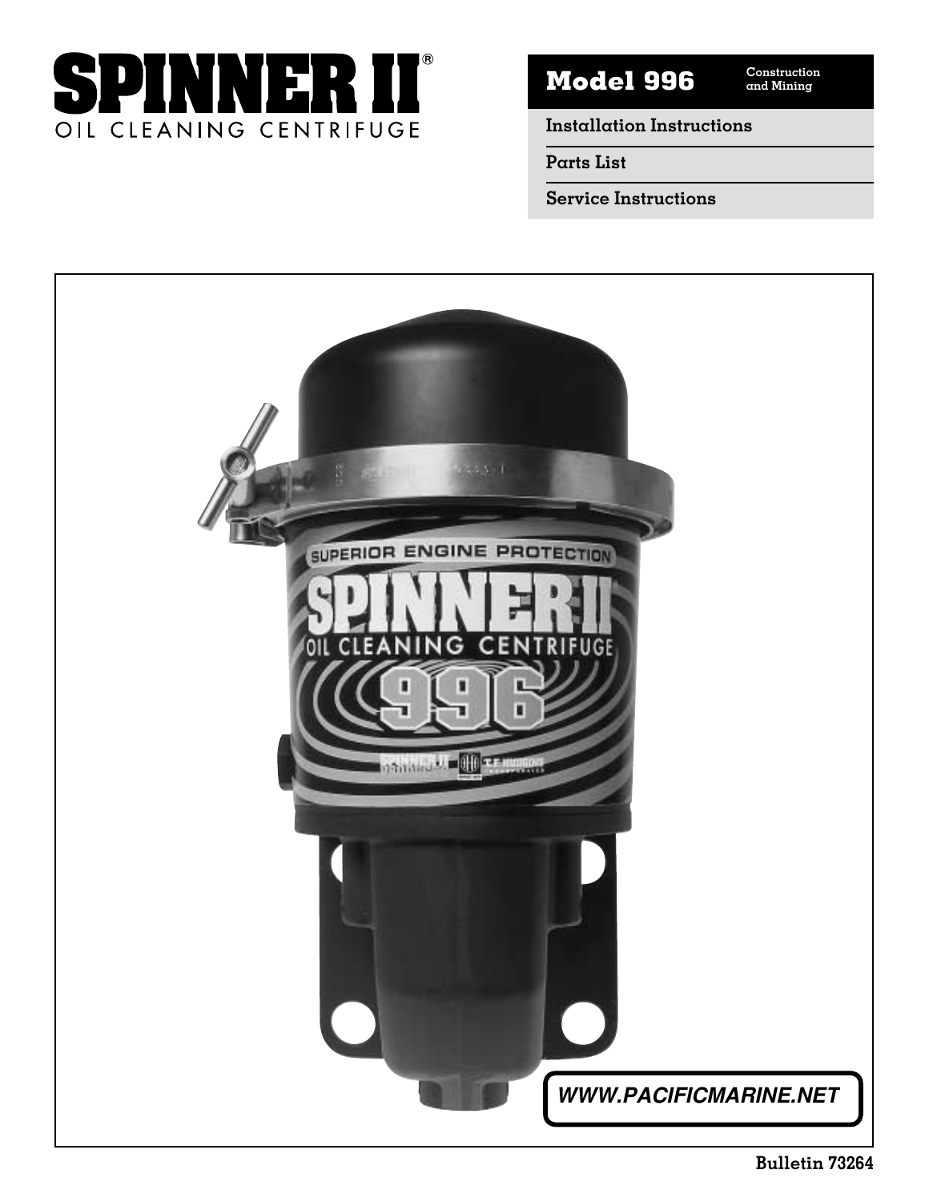# SPINNER II®

OIL CLEANING CENTRIFUGE

## Model 996

Construction and Mining

**Installation Instructions**

**Parts List**

**Service Instructions**

**WWW.PACIFICMARINE.NET**

**Bulletin 73264**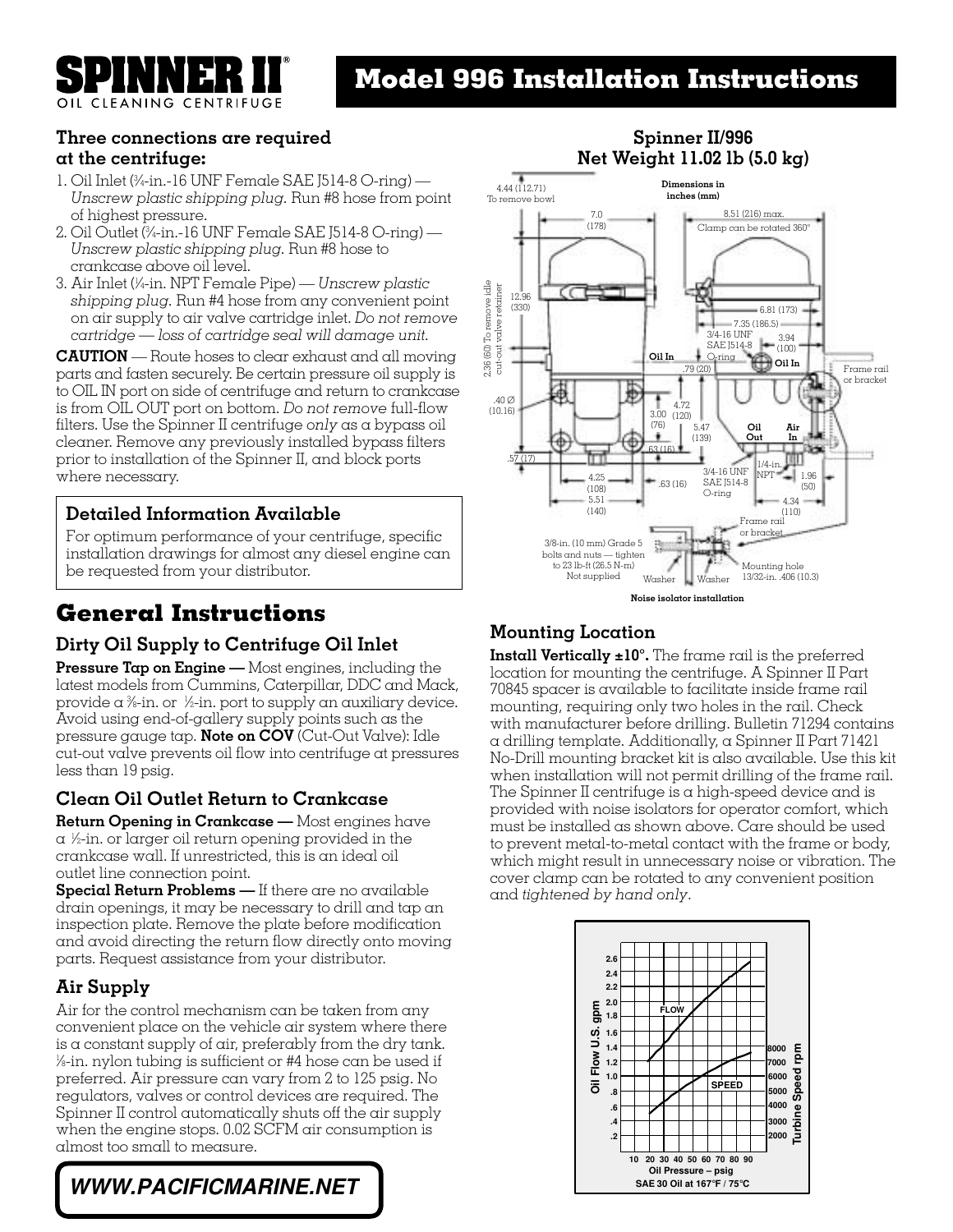# SPINNER II®

OIL CLEANING CENTRIFUGE

# Model 996 Installation Instructions

### Three connections are required at the centrifuge:

1. Oil Inlet (¾-in.-16 UNF Female SAE J514-8 O-ring) — *Unscrew plastic shipping plug.* Run #8 hose from point of highest pressure.
2. Oil Outlet (¾-in.-16 UNF Female SAE J514-8 O-ring) — *Unscrew plastic shipping plug.* Run #8 hose to crankcase above oil level.
3. Air Inlet (¼-in. NPT Female Pipe) — *Unscrew plastic shipping plug.* Run #4 hose from any convenient point on air supply to air valve cartridge inlet. *Do not remove cartridge — loss of cartridge seal will damage unit.*

**CAUTION** — Route hoses to clear exhaust and all moving parts and fasten securely. Be certain pressure oil supply is to OIL IN port on side of centrifuge and return to crankcase is from OIL OUT port on bottom. *Do not remove* full-flow filters. Use the Spinner II centrifuge *only* as a bypass oil cleaner. Remove any previously installed bypass filters prior to installation of the Spinner II, and block ports where necessary.

### Detailed Information Available

For optimum performance of your centrifuge, specific installation drawings for almost any diesel engine can be requested from your distributor.

### Spinner II/996 Net Weight 11.02 lb (5.0 kg)

Dimensions in inches (mm)

4.44 (112.71) To remove bowl; 7.0 (178); 8.51 (216) max. Clamp can be rotated 360°; 12.96 (330); 2.36 (60) To remove idle cut-out valve retainer; 6.81 (173); 7.35 (186.5); 3/4-16 UNF SAE J514-8 O-ring; 3.94 (100); Oil In; .79 (20); Oil In; Frame rail or bracket; .40 Ø (10.16); 4.72 (120); 3.00 (76); 5.47 (139); Oil Out; Air In; .63 (16); .57 (17); 3/4-16 UNF SAE J514-8 O-ring; 1/4-in. NPT; 1.96 (50); 4.25 (108); .63 (16); 5.51 (140); 4.34 (110); Frame rail or bracket

3/8-in. (10 mm) Grade 5 bolts and nuts — tighten to 23 lb-ft (26.5 N-m) Not supplied; Washer; Washer; Mounting hole 13/32-in. .406 (10.3)

Noise isolator installation

## General Instructions

### Dirty Oil Supply to Centrifuge Oil Inlet

**Pressure Tap on Engine —** Most engines, including the latest models from Cummins, Caterpillar, DDC and Mack, provide a ⅜-in. or ½-in. port to supply an auxiliary device. Avoid using end-of-gallery supply points such as the pressure gauge tap. **Note on COV** (Cut-Out Valve): Idle cut-out valve prevents oil flow into centrifuge at pressures less than 19 psig.

### Clean Oil Outlet Return to Crankcase

**Return Opening in Crankcase —** Most engines have a ½-in. or larger oil return opening provided in the crankcase wall. If unrestricted, this is an ideal oil outlet line connection point.

**Special Return Problems —** If there are no available drain openings, it may be necessary to drill and tap an inspection plate. Remove the plate before modification and avoid directing the return flow directly onto moving parts. Request assistance from your distributor.

### Air Supply

Air for the control mechanism can be taken from any convenient place on the vehicle air system where there is a constant supply of air, preferably from the dry tank. ⅛-in. nylon tubing is sufficient or #4 hose can be used if preferred. Air pressure can vary from 2 to 125 psig. No regulators, valves or control devices are required. The Spinner II control automatically shuts off the air supply when the engine stops. 0.02 SCFM air consumption is almost too small to measure.

### Mounting Location

**Install Vertically ±10°.** The frame rail is the preferred location for mounting the centrifuge. A Spinner II Part 70845 spacer is available to facilitate inside frame rail mounting, requiring only two holes in the rail. Check with manufacturer before drilling. Bulletin 71294 contains a drilling template. Additionally, a Spinner II Part 71421 No-Drill mounting bracket kit is also available. Use this kit when installation will not permit drilling of the frame rail. The Spinner II centrifuge is a high-speed device and is provided with noise isolators for operator comfort, which must be installed as shown above. Care should be used to prevent metal-to-metal contact with the frame or body, which might result in unnecessary noise or vibration. The cover clamp can be rotated to any convenient position and *tightened by hand only*.

Oil Flow U.S. gpm (.2–2.6) / Turbine Speed rpm (2000–8000) vs. Oil Pressure – psig (10–90); curves: FLOW, SPEED

SAE 30 Oil at 167°F / 75°C

**WWW.PACIFICMARINE.NET**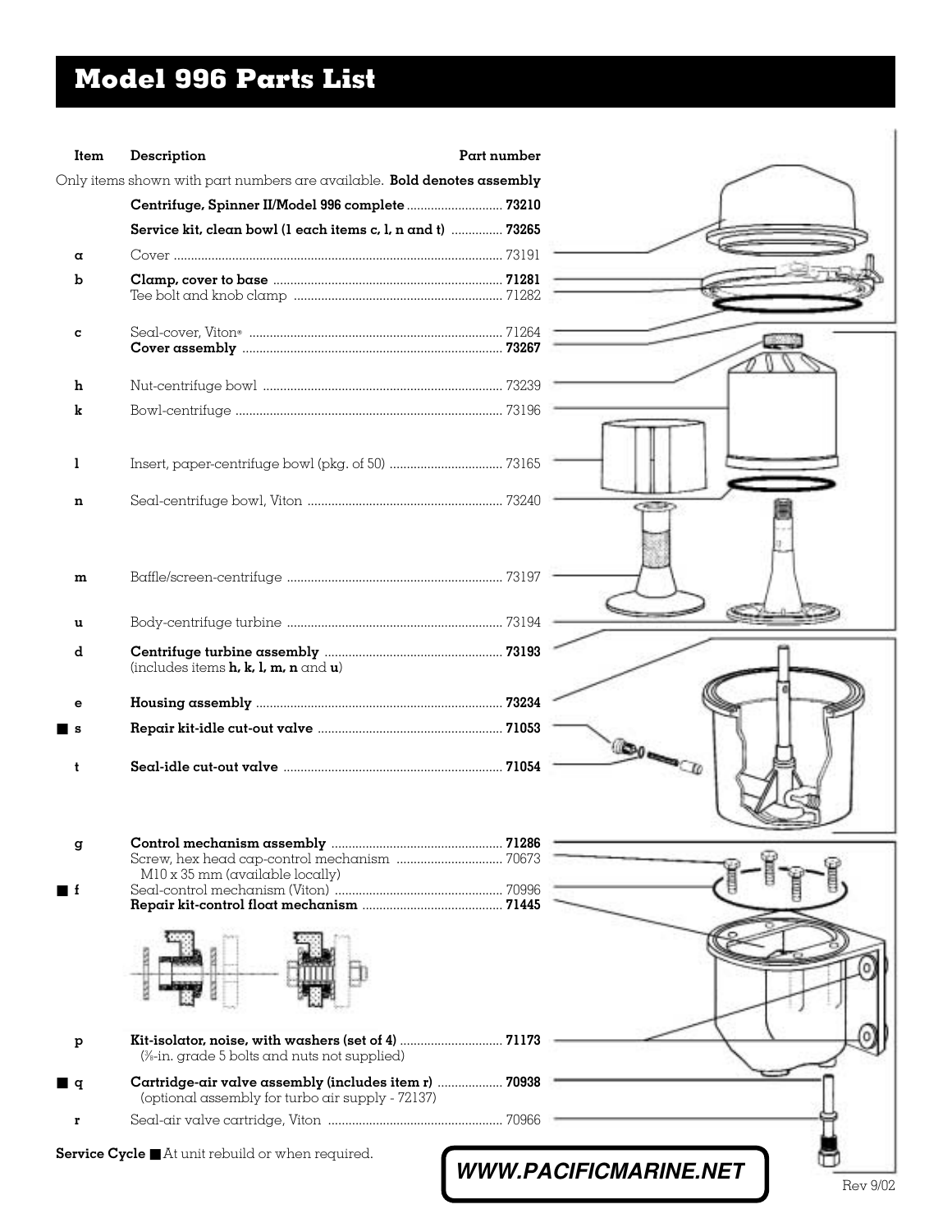# Model 996 Parts List

Only items shown with part numbers are available. **Bold denotes assembly**

| Item | Description | Part number |
|---|---|---|
| | **Centrifuge, Spinner II/Model 996 complete** | **73210** |
| | **Service kit, clean bowl (1 each items c, l, n and t)** | **73265** |
| a | Cover | 73191 |
| b | **Clamp, cover to base** | **71281** |
| | Tee bolt and knob clamp | 71282 |
| c | Seal-cover, Viton® | 71264 |
| | **Cover assembly** | **73267** |
| h | Nut-centrifuge bowl | 73239 |
| k | Bowl-centrifuge | 73196 |
| l | Insert, paper-centrifuge bowl (pkg. of 50) | 73165 |
| n | Seal-centrifuge bowl, Viton | 73240 |
| m | Baffle/screen-centrifuge | 73197 |
| u | Body-centrifuge turbine | 73194 |
| d | **Centrifuge turbine assembly** (includes items **h, k, l, m, n** and **u**) | **73193** |
| e | **Housing assembly** | **73234** |
| ■ s | **Repair kit-idle cut-out valve** | **71053** |
| t | **Seal-idle cut-out valve** | **71054** |
| g | **Control mechanism assembly** | **71286** |
| | Screw, hex head cap-control mechanism M10 x 35 mm (available locally) | 70673 |
| ■ f | Seal-control mechanism (Viton) | 70996 |
| | **Repair kit-control float mechanism** | **71445** |
| p | **Kit-isolator, noise, with washers (set of 4)** (⅜-in. grade 5 bolts and nuts not supplied) | **71173** |
| ■ q | **Cartridge-air valve assembly (includes item r)** (optional assembly for turbo air supply - 72137) | **70938** |
| r | Seal-air valve cartridge, Viton | 70966 |

**Service Cycle** ■ At unit rebuild or when required.

**WWW.PACIFICMARINE.NET**

Rev 9/02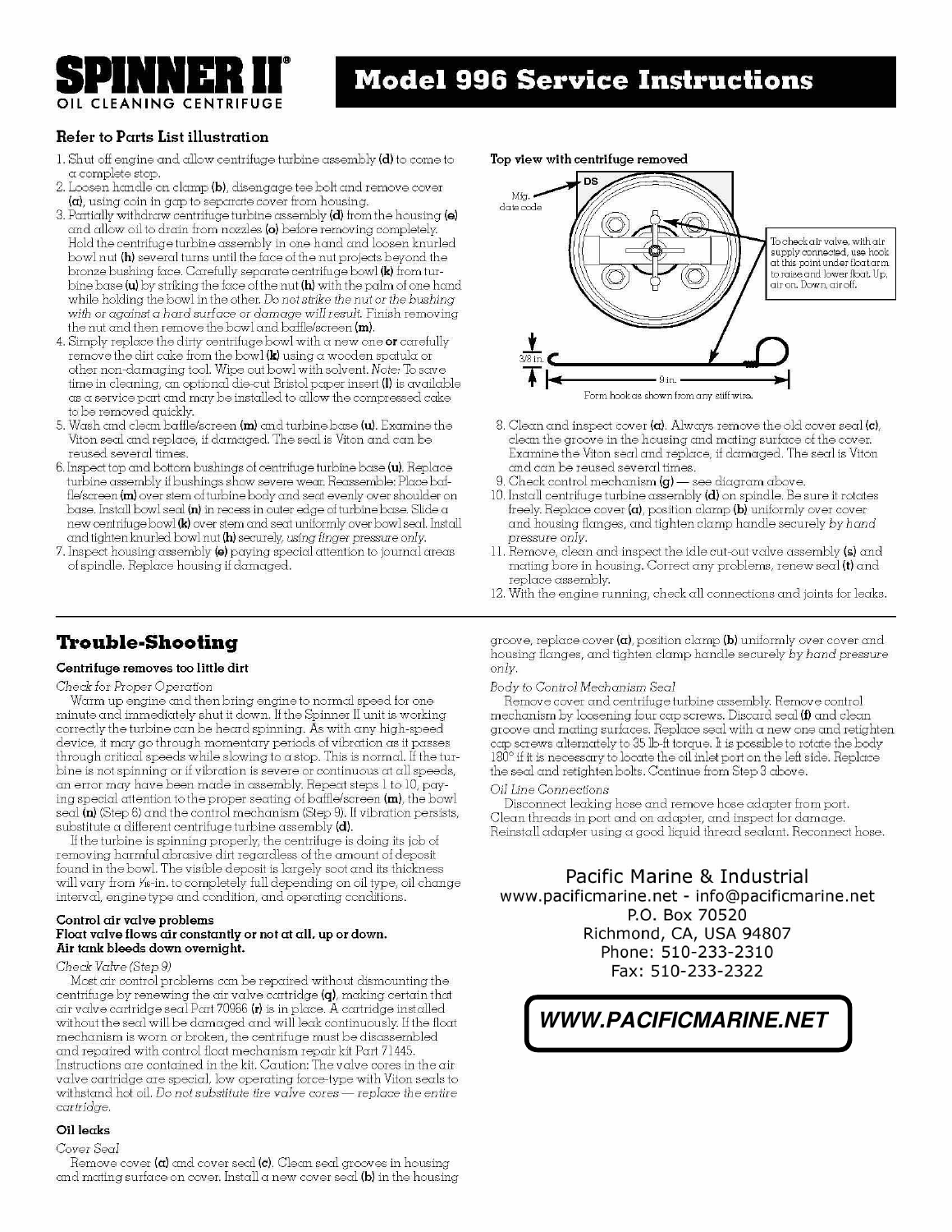# SPINNER II®

OIL CLEANING CENTRIFUGE

# Model 996 Service Instructions

### Refer to Parts List illustration

1. Shut off engine and allow centrifuge turbine assembly **(d)** to come to a complete stop.
2. Loosen handle on clamp **(b)**, disengage tee bolt and remove cover **(a)**, using coin in gap to separate cover from housing.
3. Partially withdraw centrifuge turbine assembly **(d)** from the housing **(e)** and allow oil to drain from nozzles **(o)** before removing completely. Hold the centrifuge turbine assembly in one hand and loosen knurled bowl nut **(h)** several turns until the face of the nut projects beyond the bronze bushing face. Carefully separate centrifuge bowl **(k)** from turbine base **(u)** by striking the face of the nut **(h)** with the palm of one hand while holding the bowl in the other. *Do not strike the nut or the bushing with or against a hard surface or damage will result.* Finish removing the nut and then remove the bowl and baffle/screen **(m)**.
4. Simply replace the dirty centrifuge bowl with a new one **or** carefully remove the dirt cake from the bowl **(k)** using a wooden spatula or other non-damaging tool. Wipe out bowl with solvent. *Note:* To save time in cleaning, an optional die-cut Bristol paper insert **(l)** is available as a service part and may be installed to allow the compressed cake to be removed quickly.
5. Wash and clean baffle/screen **(m)** and turbine base **(u)**. Examine the Viton seal and replace, if damaged. The seal is Viton and can be reused several times.
6. Inspect top and bottom bushings of centrifuge turbine base **(u)**. Replace turbine assembly if bushings show severe wear. Reassemble: Place baffle/screen **(m)** over stem of turbine body and seat evenly over shoulder on base. Install bowl seal **(n)** in recess in outer edge of turbine base. Slide a new centrifuge bowl **(k)** over stem and seat uniformly over bowl seal. Install and tighten knurled bowl nut **(h)** securely, *using finger pressure only.*
7. Inspect housing assembly **(e)** paying special attention to journal areas of spindle. Replace housing if damaged.

**Top view with centrifuge removed**

DS

Mfg. date code

To check air valve, with air supply connected, use hook at this point under float arm to raise and lower float. Up, air on. Down, air off.

3/8 in.

9 in.

Form hook as shown from any stiff wire.

8. Clean and inspect cover **(a)**. Always remove the old cover seal **(c)**, clean the groove in the housing and mating surface of the cover. Examine the Viton seal and replace, if damaged. The seal is Viton and can be reused several times.
9. Check control mechanism **(g)** — see diagram above.
10. Install centrifuge turbine assembly **(d)** on spindle. Be sure it rotates freely. Replace cover **(a)**, position clamp **(b)** uniformly over cover and housing flanges, and tighten clamp handle securely *by hand pressure only.*
11. Remove, clean and inspect the idle cut-out valve assembly **(s)** and mating bore in housing. Correct any problems, renew seal **(t)** and replace assembly.
12. With the engine running, check all connections and joints for leaks.

## Trouble-Shooting

### Centrifuge removes too little dirt

*Check for Proper Operation*

Warm up engine and then bring engine to normal speed for one minute and immediately shut it down. If the Spinner II unit is working correctly the turbine can be heard spinning. As with any high-speed device, it may go through momentary periods of vibration as it passes through critical speeds while slowing to a stop. This is normal. If the turbine is not spinning or if vibration is severe or continuous at all speeds, an error may have been made in assembly. Repeat steps 1 to 10, paying special attention to the proper seating of baffle/screen **(m)**, the bowl seal **(n)** (Step 6) and the control mechanism (Step 9). If vibration persists, substitute a different centrifuge turbine assembly **(d)**.

If the turbine is spinning properly, the centrifuge is doing its job of removing harmful abrasive dirt regardless of the amount of deposit found in the bowl. The visible deposit is largely soot and its thickness will vary from 1/16-in. to completely full depending on oil type, oil change interval, engine type and condition, and operating conditions.

### Control air valve problems
**Float valve flows air constantly or not at all, up or down.**
**Air tank bleeds down overnight.**

*Check Valve (Step 9)*

Most air control problems can be repaired without dismounting the centrifuge by renewing the air valve cartridge **(q)**, making certain that air valve cartridge seal Part 70966 **(r)** is in place. A cartridge installed without the seal will be damaged and will leak continuously. If the float mechanism is worn or broken, the centrifuge must be disassembled and repaired with control float mechanism repair kit Part 71445. Instructions are contained in the kit. Caution: The valve cores in the air valve cartridge are special, low operating force-type with Viton seals to withstand hot oil. *Do not substitute tire valve cores — replace the entire cartridge.*

### Oil leaks

*Cover Seal*

Remove cover **(a)** and cover seal **(c)**. Clean seal grooves in housing and mating surface on cover. Install a new cover seal **(b)** in the housing groove, replace cover **(a)**, position clamp **(b)** uniformly over cover and housing flanges, and tighten clamp handle securely *by hand pressure only.*

*Body to Control Mechanism Seal*

Remove cover and centrifuge turbine assembly. Remove control mechanism by loosening four cap screws. Discard seal **(f)** and clean groove and mating surfaces. Replace seal with a new one and retighten cap screws alternately to 35 lb-ft torque. It is possible to rotate the body 180° if it is necessary to locate the oil inlet port on the left side. Replace the seal and retighten bolts. Continue from Step 3 above.

*Oil Line Connections*

Disconnect leaking hose and remove hose adapter from port. Clean threads in port and on adapter, and inspect for damage. Reinstall adapter using a good liquid thread sealant. Reconnect hose.

Pacific Marine & Industrial
www.pacificmarine.net - info@pacificmarine.net
P.O. Box 70520
Richmond, CA, USA 94807
Phone: 510-233-2310
Fax: 510-233-2322

**WWW.PACIFICMARINE.NET**